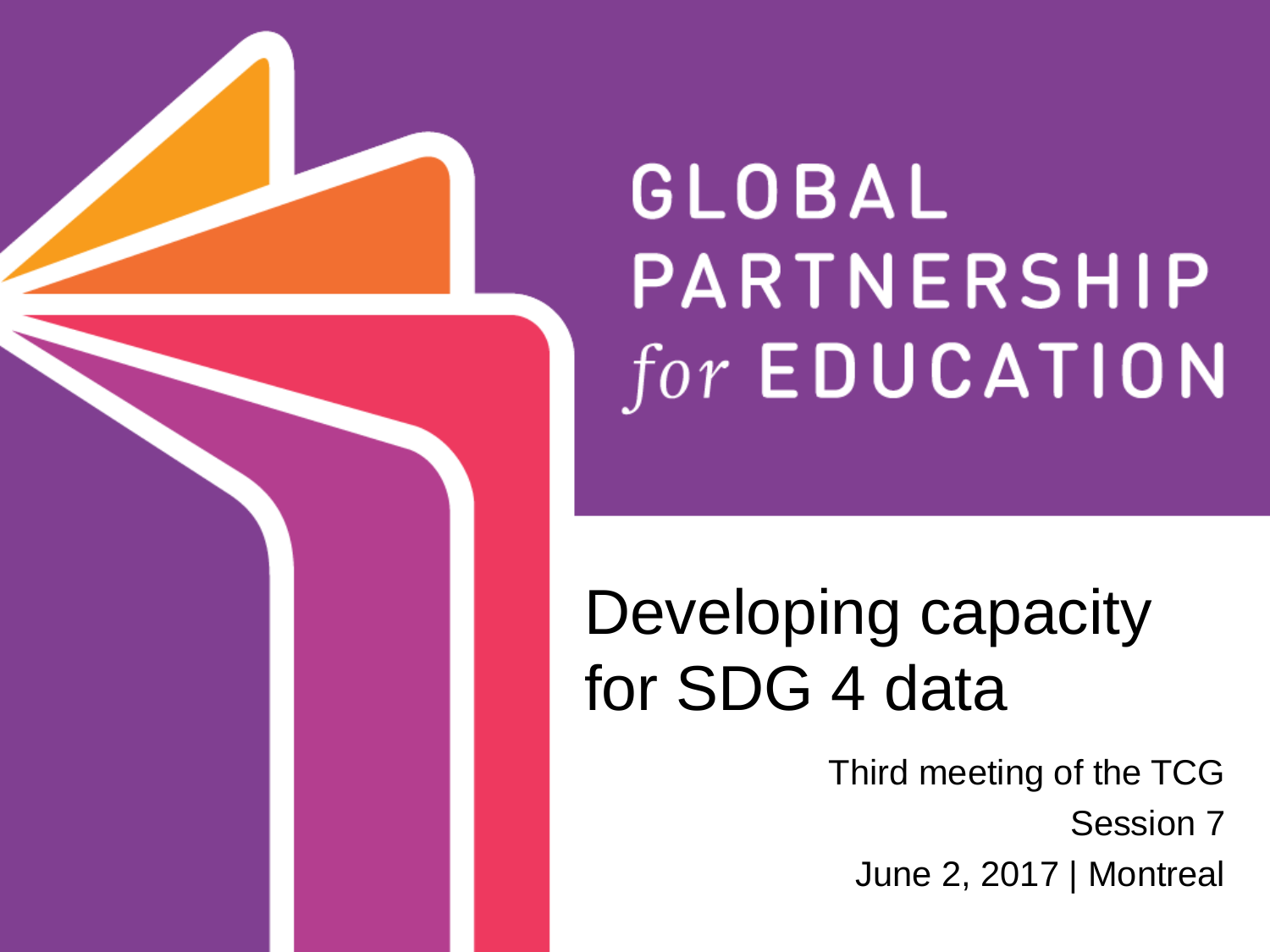GLOBAL PARTNERSHIP *for* EDUCATION

# Developing capacity for SDG 4 data

Third meeting of the TCG

Session 7

June 2, 2017 | Montreal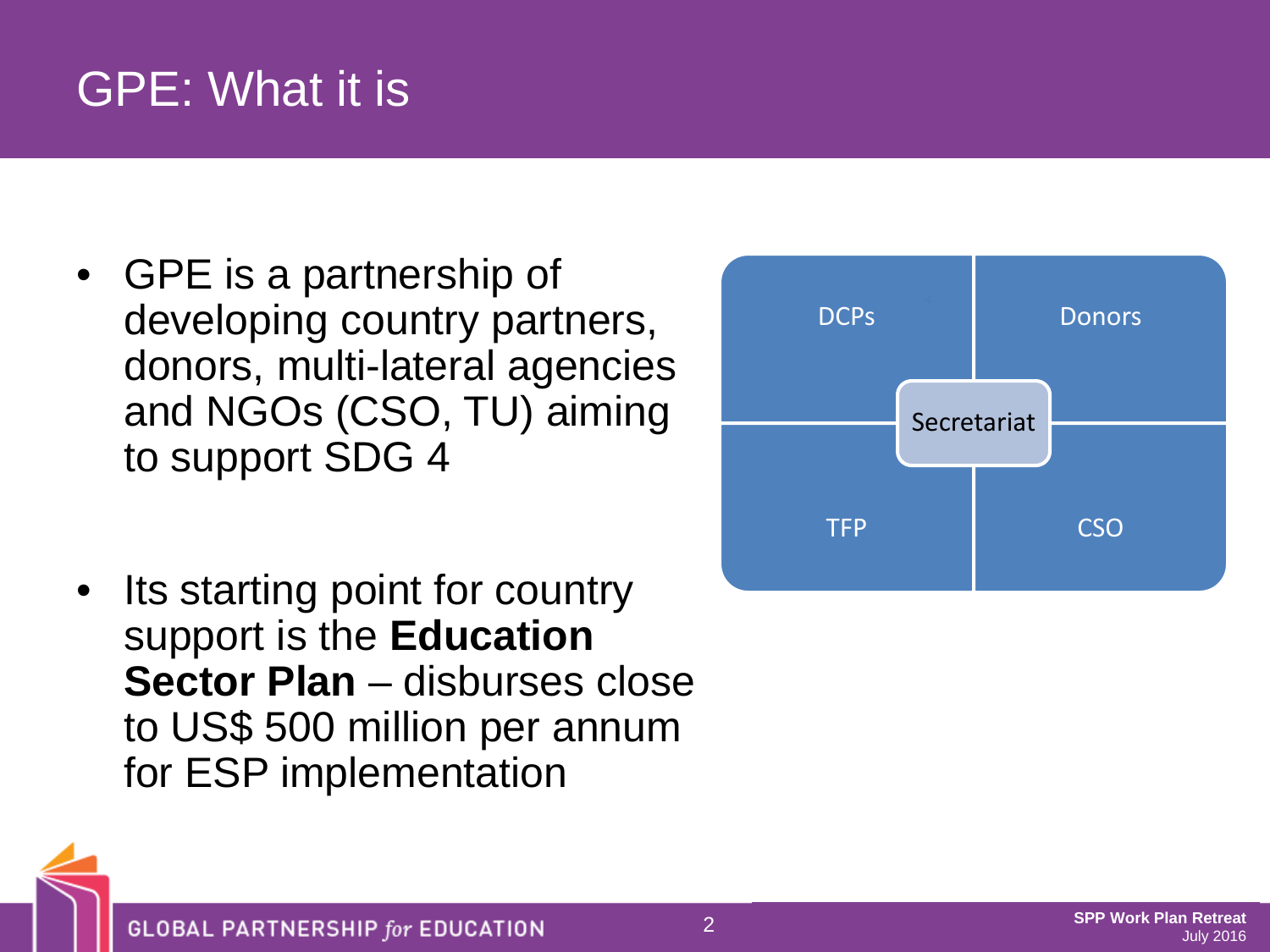# GPE: What it is

- GPE is a partnership of developing country partners, donors, multi-lateral agencies and NGOs (CSO, TU) aiming to support SDG 4

- Its starting point for country support is the **Education Sector Plan** – disburses close to US$ 500 million per annum for ESP implementation

| DCPs | Donors |
| --- | --- |
| TFP | CSO |

Secretariat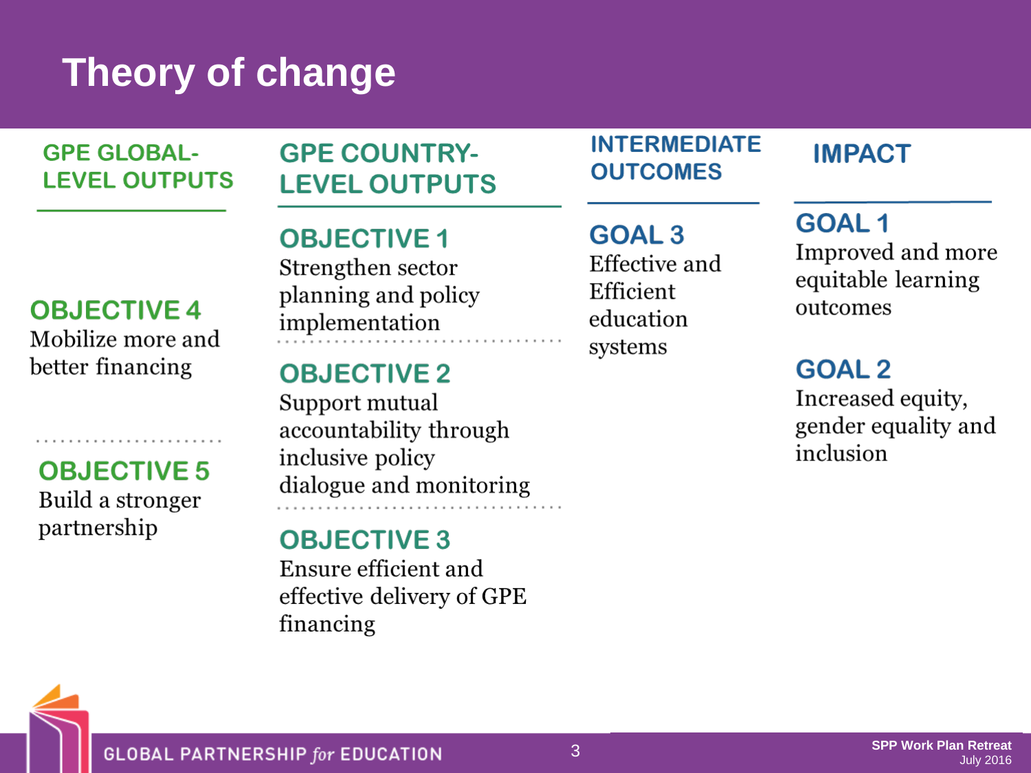# Theory of change

| GPE GLOBAL-LEVEL OUTPUTS | GPE COUNTRY-LEVEL OUTPUTS | INTERMEDIATE OUTCOMES | IMPACT |
|---|---|---|---|
| **OBJECTIVE 4** Mobilize more and better financing | **OBJECTIVE 1** Strengthen sector planning and policy implementation | **GOAL 3** Effective and Efficient education systems | **GOAL 1** Improved and more equitable learning outcomes |
| **OBJECTIVE 5** Build a stronger partnership | **OBJECTIVE 2** Support mutual accountability through inclusive policy dialogue and monitoring | | **GOAL 2** Increased equity, gender equality and inclusion |
| | **OBJECTIVE 3** Ensure efficient and effective delivery of GPE financing | | |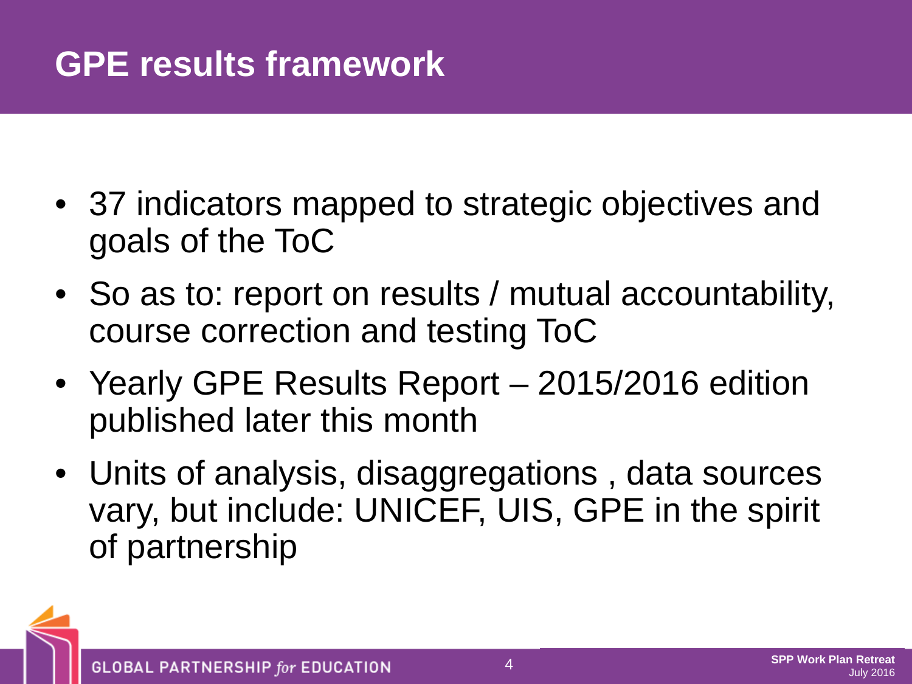# GPE results framework

- 37 indicators mapped to strategic objectives and goals of the ToC
- So as to: report on results / mutual accountability, course correction and testing ToC
- Yearly GPE Results Report – 2015/2016 edition published later this month
- Units of analysis, disaggregations , data sources vary, but include: UNICEF, UIS, GPE in the spirit of partnership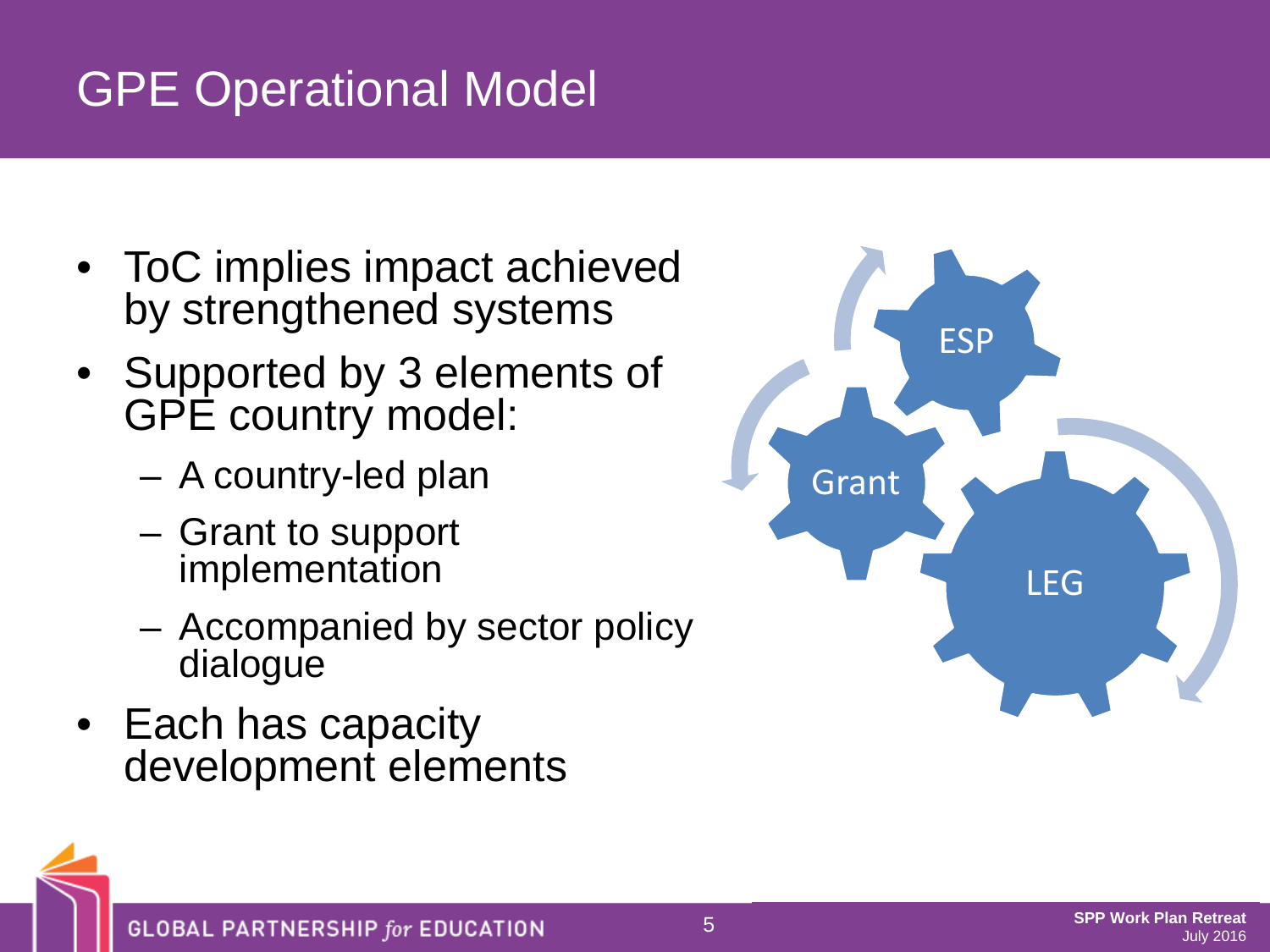# GPE Operational Model

- ToC implies impact achieved by strengthened systems
- Supported by 3 elements of GPE country model:
  - A country-led plan
  - Grant to support implementation
  - Accompanied by sector policy dialogue
- Each has capacity development elements

ESP

Grant

LEG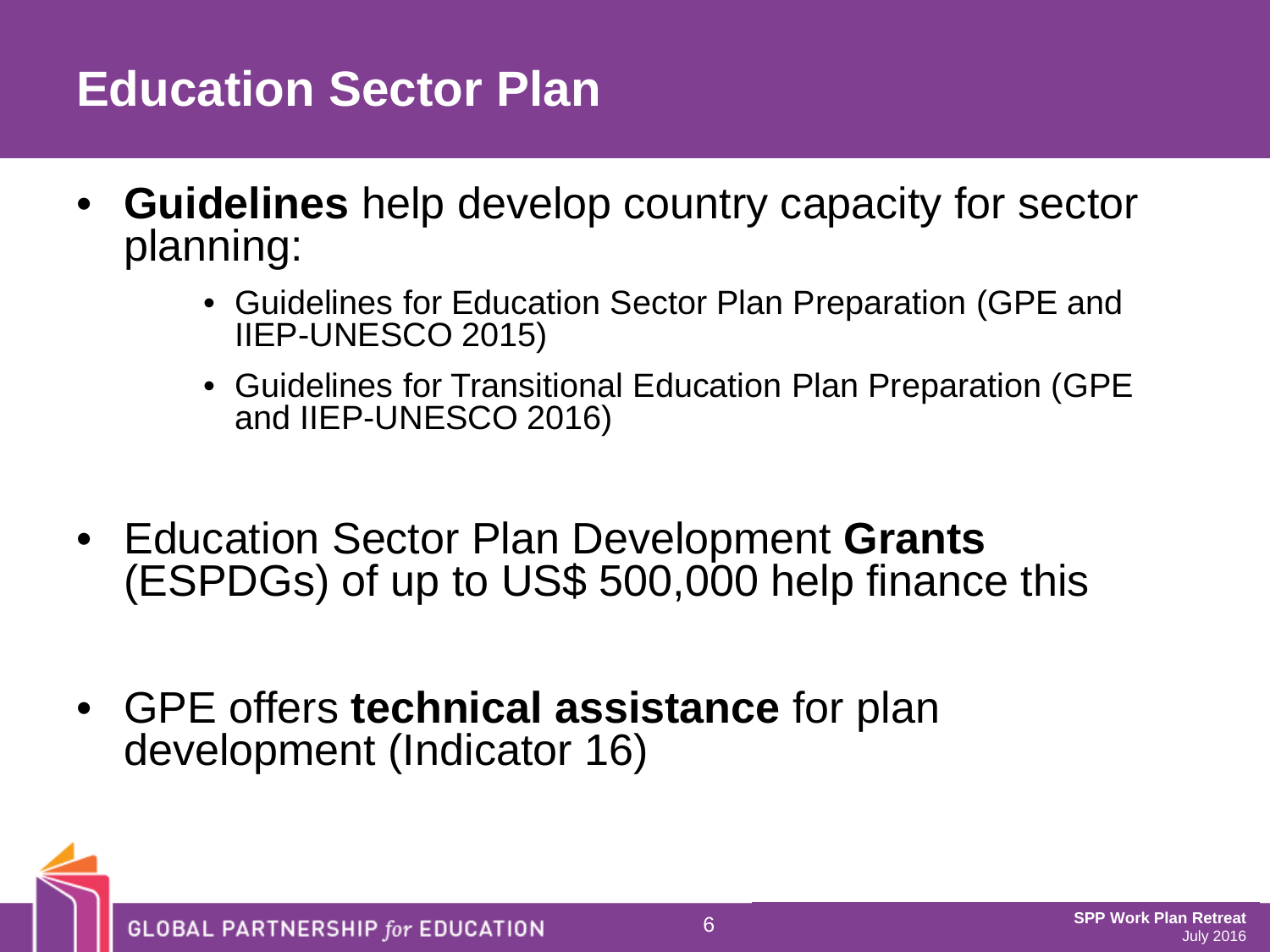# Education Sector Plan

- **Guidelines** help develop country capacity for sector planning:
  - Guidelines for Education Sector Plan Preparation (GPE and IIEP-UNESCO 2015)
  - Guidelines for Transitional Education Plan Preparation (GPE and IIEP-UNESCO 2016)
- Education Sector Plan Development **Grants** (ESPDGs) of up to US$ 500,000 help finance this
- GPE offers **technical assistance** for plan development (Indicator 16)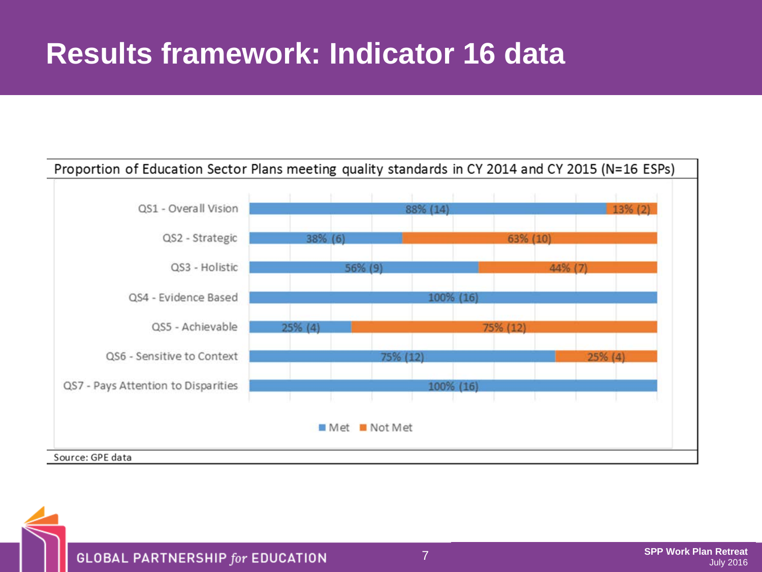# Results framework: Indicator 16 data

Proportion of Education Sector Plans meeting quality standards in CY 2014 and CY 2015 (N=16 ESPs)

| Quality Standard | Met | Not Met |
| --- | --- | --- |
| QS1 - Overall Vision | 88% (14) | 13% (2) |
| QS2 - Strategic | 38% (6) | 63% (10) |
| QS3 - Holistic | 56% (9) | 44% (7) |
| QS4 - Evidence Based | 100% (16) | |
| QS5 - Achievable | 25% (4) | 75% (12) |
| QS6 - Sensitive to Context | 75% (12) | 25% (4) |
| QS7 - Pays Attention to Disparities | 100% (16) | |

Source: GPE data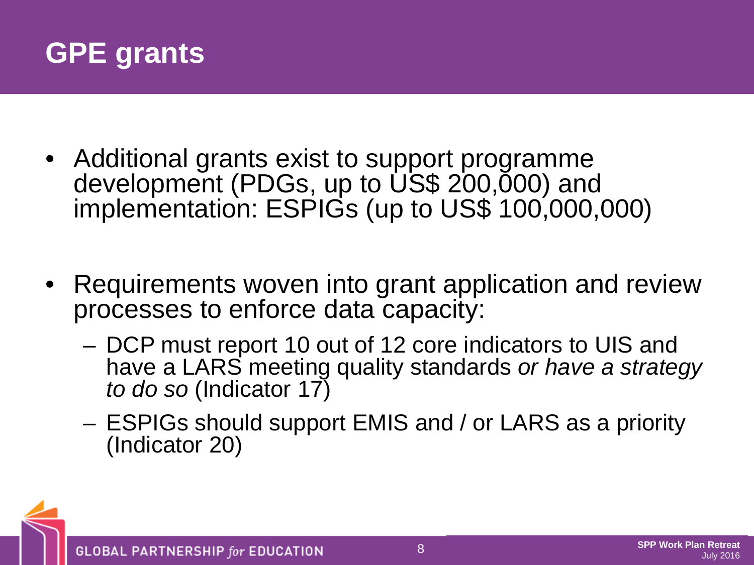# GPE grants

- Additional grants exist to support programme development (PDGs, up to US$ 200,000) and implementation: ESPIGs (up to US$ 100,000,000)
- Requirements woven into grant application and review processes to enforce data capacity:
  - DCP must report 10 out of 12 core indicators to UIS and have a LARS meeting quality standards *or have a strategy to do so* (Indicator 17)
  - ESPIGs should support EMIS and / or LARS as a priority (Indicator 20)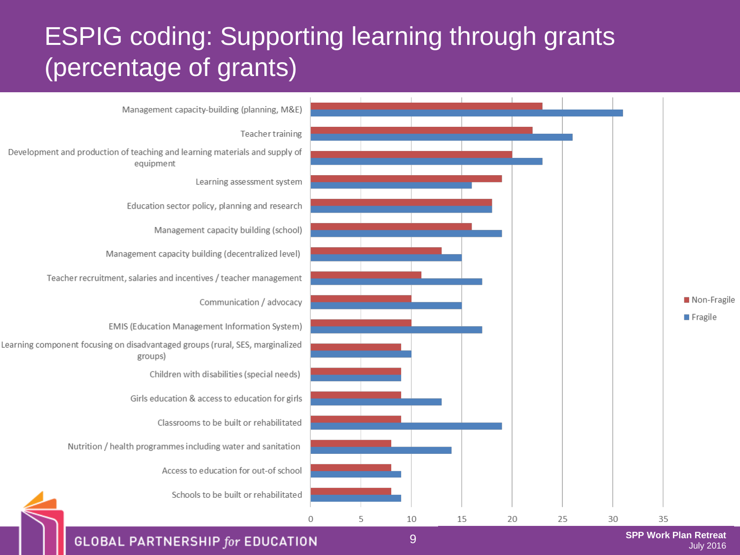# ESPIG coding: Supporting learning through grants (percentage of grants)

| Category | Non-Fragile | Fragile |
|---|---|---|
| Management capacity-building (planning, M&E) | 23 | 31 |
| Teacher training | 22 | 26 |
| Development and production of teaching and learning materials and supply of equipment | 20 | 23 |
| Learning assessment system | 19 | 16 |
| Education sector policy, planning and research | 18 | 18 |
| Management capacity building (school) | 16 | 19 |
| Management capacity building (decentralized level) | 13 | 15 |
| Teacher recruitment, salaries and incentives / teacher management | 11 | 17 |
| Communication / advocacy | 10 | 15 |
| EMIS (Education Management Information System) | 10 | 17 |
| Learning component focusing on disadvantaged groups (rural, SES, marginalized groups) | 9 | 10 |
| Children with disabilities (special needs) | 9 | 9 |
| Girls education & access to education for girls | 9 | 13 |
| Classrooms to be built or rehabilitated | 9 | 19 |
| Nutrition / health programmes including water and sanitation | 8 | 14 |
| Access to education for out-of school | 8 | 9 |
| Schools to be built or rehabilitated | 8 | 9 |

SPP Work Plan Retreat
July 2016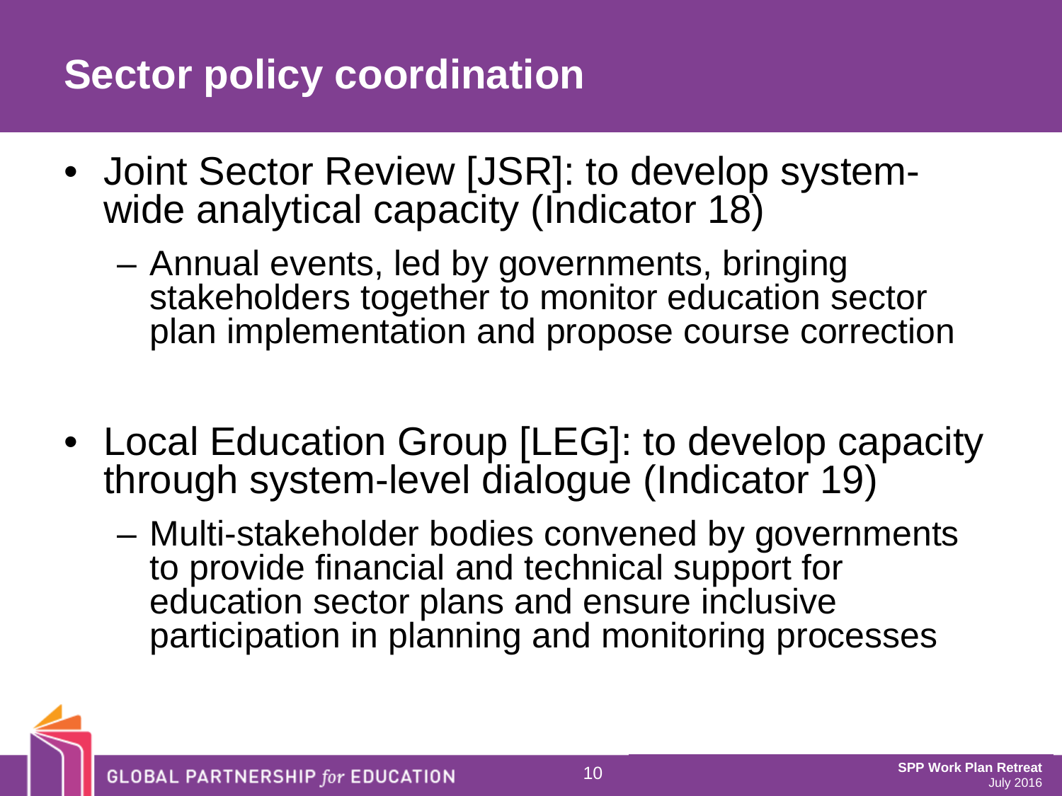# Sector policy coordination

- Joint Sector Review [JSR]: to develop system-wide analytical capacity (Indicator 18)
  - Annual events, led by governments, bringing stakeholders together to monitor education sector plan implementation and propose course correction
- Local Education Group [LEG]: to develop capacity through system-level dialogue (Indicator 19)
  - Multi-stakeholder bodies convened by governments to provide financial and technical support for education sector plans and ensure inclusive participation in planning and monitoring processes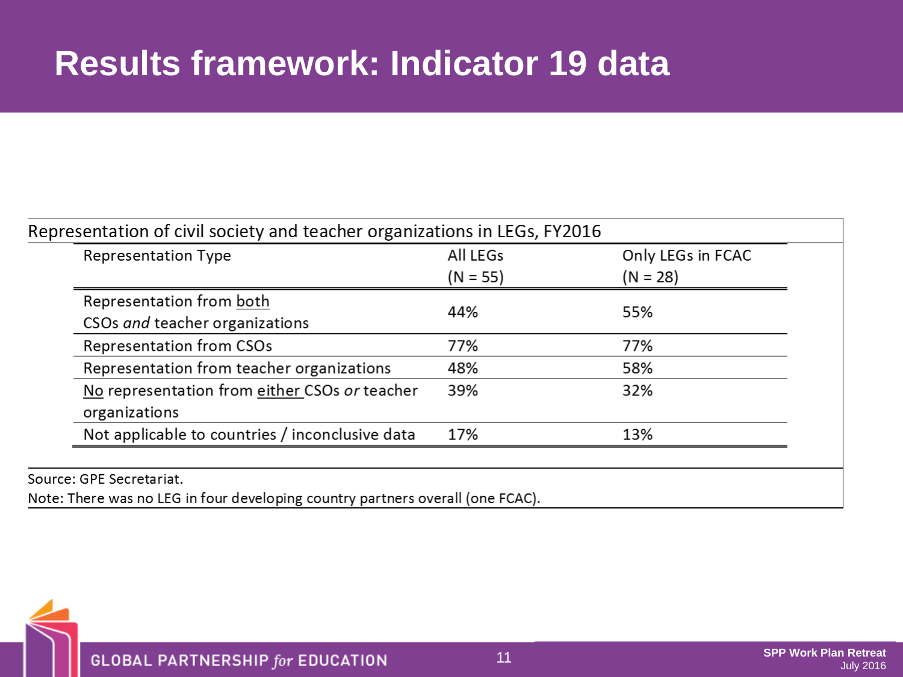# Results framework: Indicator 19 data

Representation of civil society and teacher organizations in LEGs, FY2016

| Representation Type | All LEGs (N = 55) | Only LEGs in FCAC (N = 28) |
|---|---|---|
| Representation from both CSOs *and* teacher organizations | 44% | 55% |
| Representation from CSOs | 77% | 77% |
| Representation from teacher organizations | 48% | 58% |
| No representation from either CSOs *or* teacher organizations | 39% | 32% |
| Not applicable to countries / inconclusive data | 17% | 13% |

Source: GPE Secretariat.

Note: There was no LEG in four developing country partners overall (one FCAC).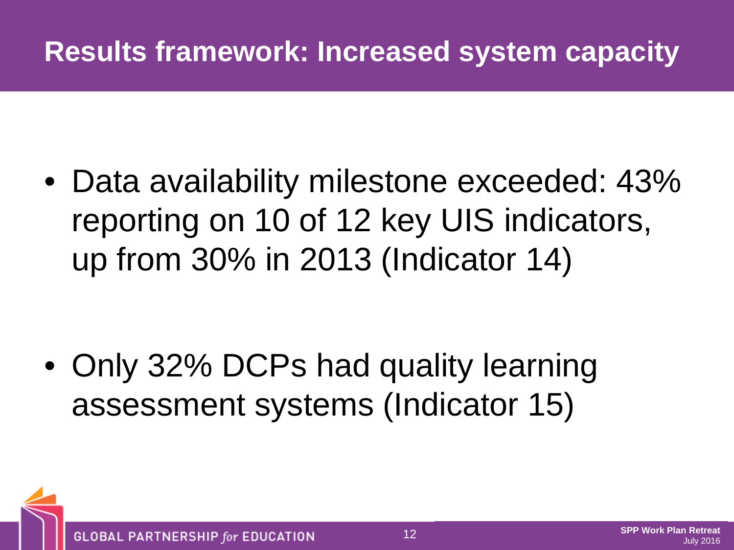# Results framework: Increased system capacity

- Data availability milestone exceeded: 43% reporting on 10 of 12 key UIS indicators, up from 30% in 2013 (Indicator 14)

- Only 32% DCPs had quality learning assessment systems (Indicator 15)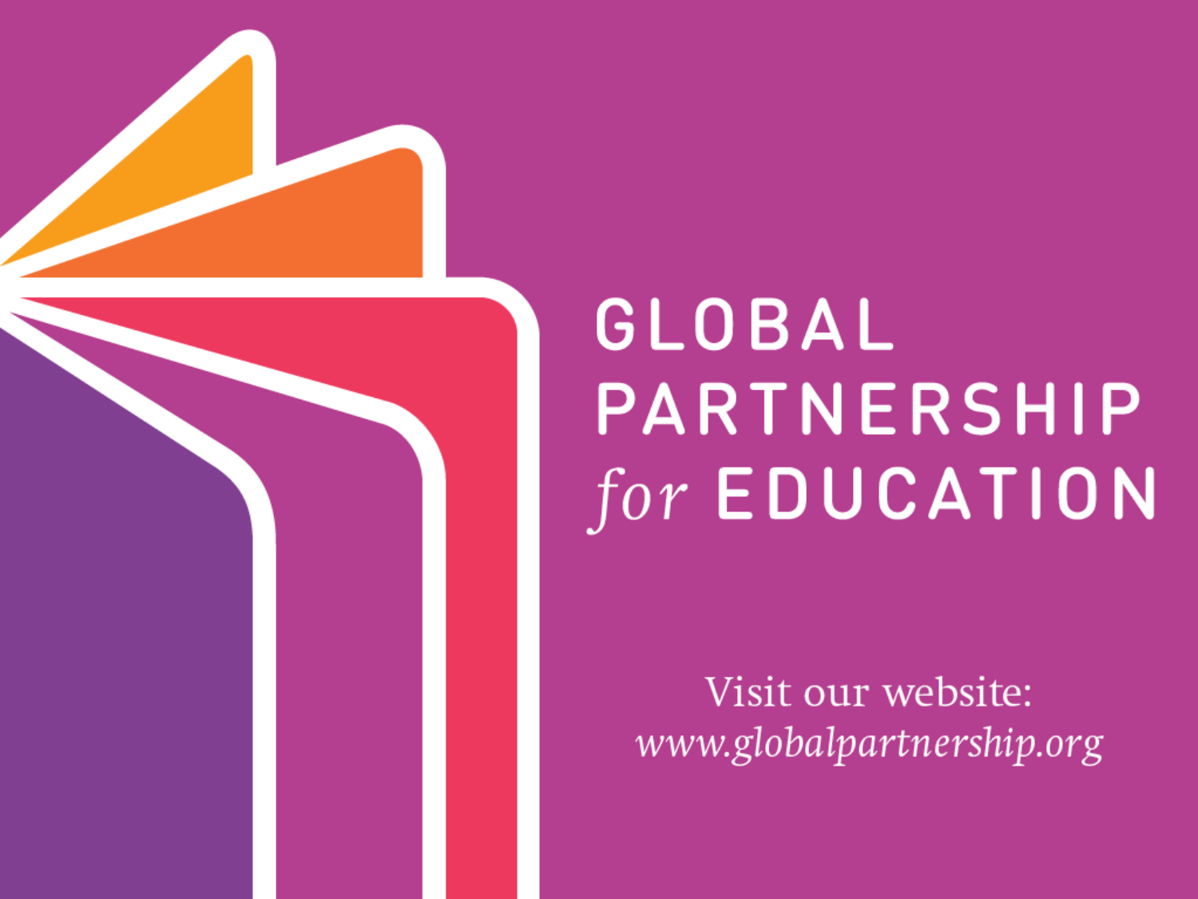GLOBAL PARTNERSHIP *for* EDUCATION

Visit our website:
*www.globalpartnership.org*